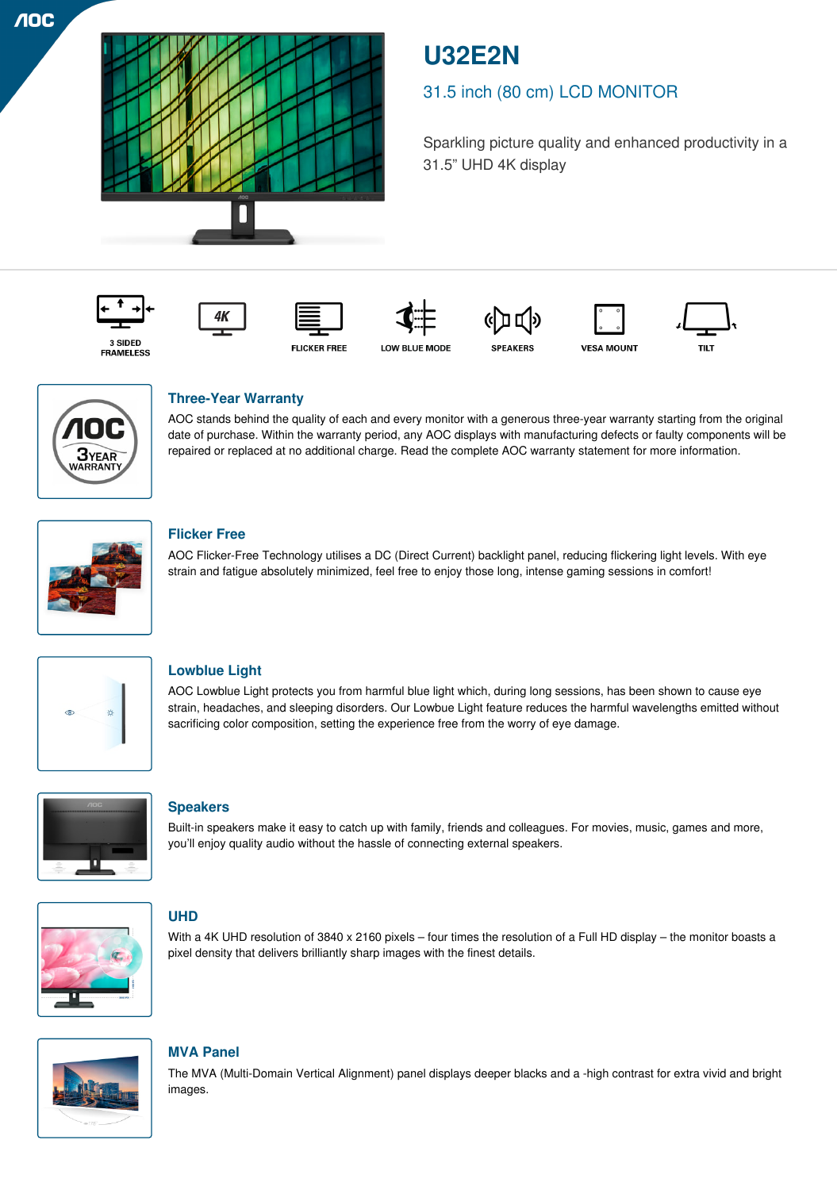# U32E2N

## 31.5 inch (80 cm) LCD MONITOR

Sparkling picture quality and enhanced productivity in a 31.5" UHD 4K display

3 SIDED FRAMELESS

4K

FLICKER FREE

LOW BLUE MODE

SPEAKERS

VESA MOUNT

TILT

### Three-Year Warranty

AOC stands behind the quality of each and every monitor with a generous three-year warranty starting from the original date of purchase. Within the warranty period, any AOC displays with manufacturing defects or faulty components will be repaired or replaced at no additional charge. Read the complete AOC warranty statement for more information.

### Flicker Free

AOC Flicker-Free Technology utilises a DC (Direct Current) backlight panel, reducing flickering light levels. With eye strain and fatigue absolutely minimized, feel free to enjoy those long, intense gaming sessions in comfort!

### Lowblue Light

AOC Lowblue Light protects you from harmful blue light which, during long sessions, has been shown to cause eye strain, headaches, and sleeping disorders. Our Lowbue Light feature reduces the harmful wavelengths emitted without sacrificing color composition, setting the experience free from the worry of eye damage.

### Speakers

Built-in speakers make it easy to catch up with family, friends and colleagues. For movies, music, games and more, you'll enjoy quality audio without the hassle of connecting external speakers.

### UHD

With a 4K UHD resolution of 3840 x 2160 pixels – four times the resolution of a Full HD display – the monitor boasts a pixel density that delivers brilliantly sharp images with the finest details.

### MVA Panel

The MVA (Multi-Domain Vertical Alignment) panel displays deeper blacks and a -high contrast for extra vivid and bright images.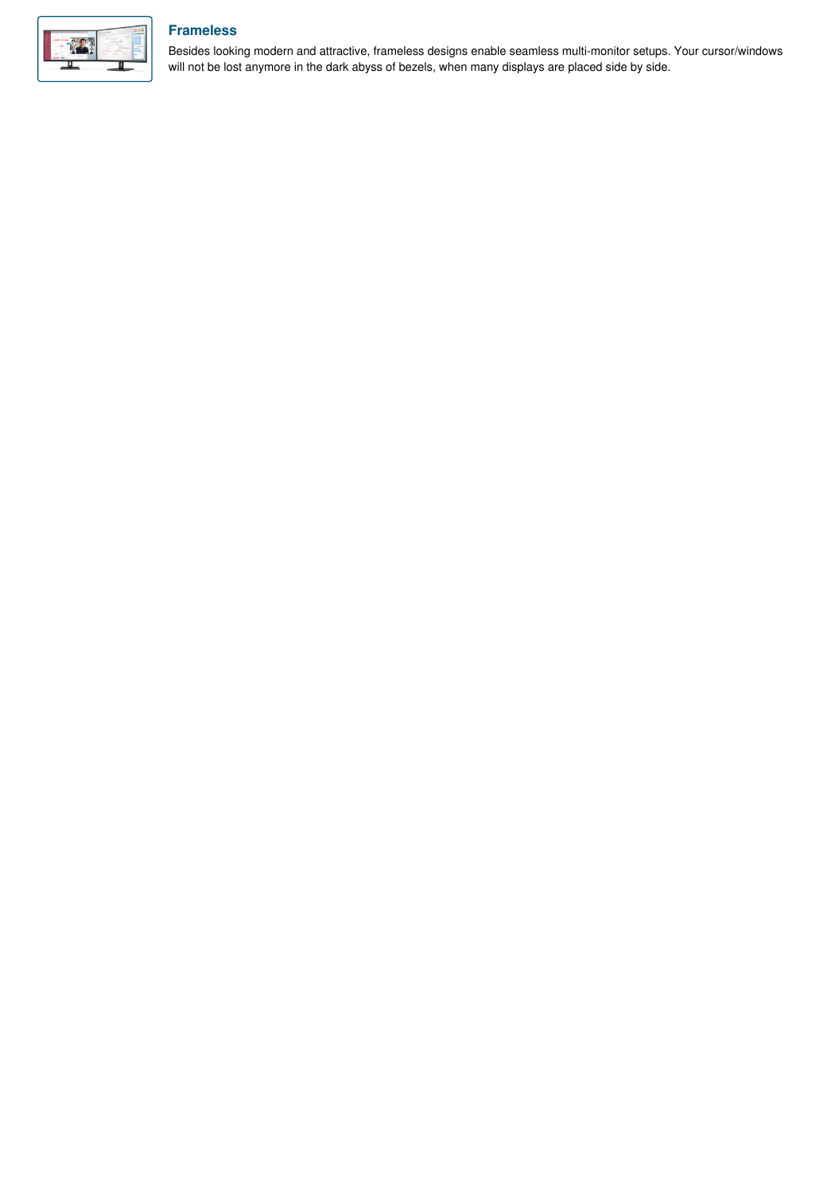### Frameless

Besides looking modern and attractive, frameless designs enable seamless multi-monitor setups. Your cursor/windows will not be lost anymore in the dark abyss of bezels, when many displays are placed side by side.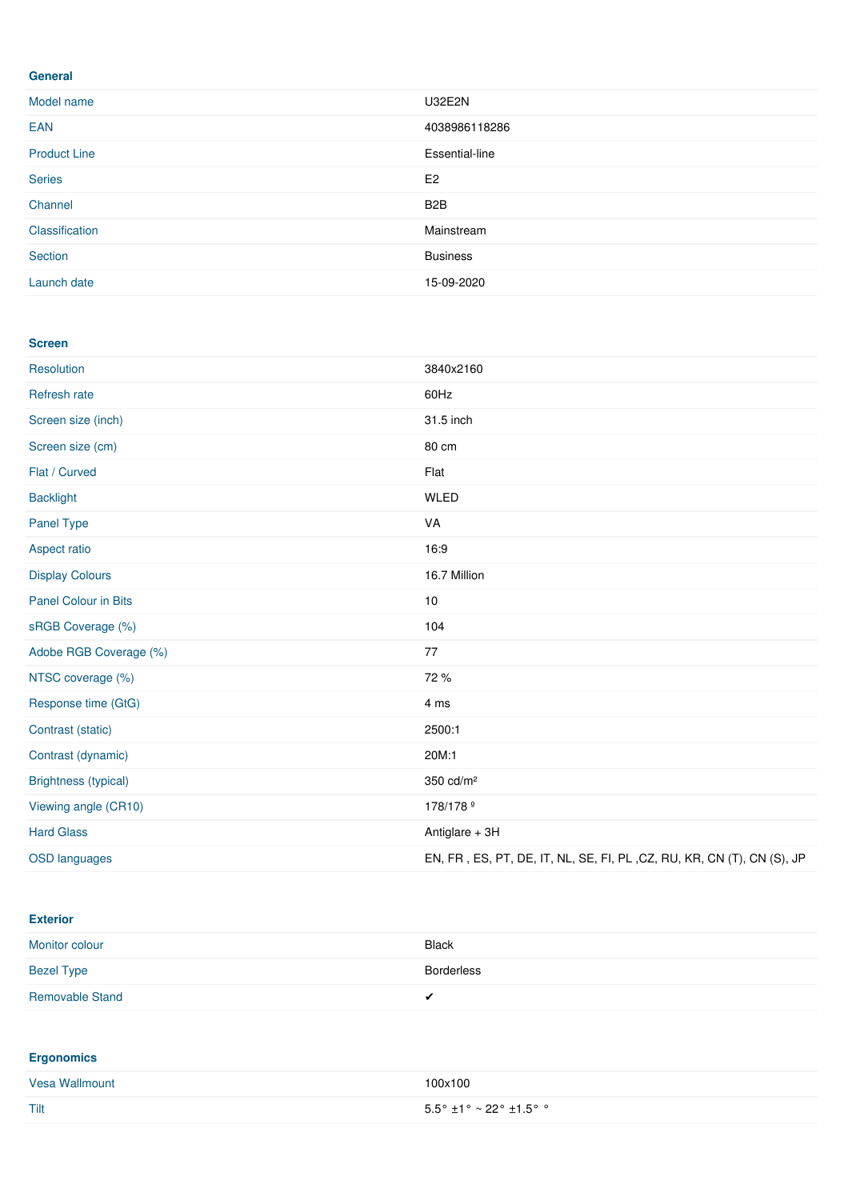### General

| | |
|---|---|
| Model name | U32E2N |
| EAN | 4038986118286 |
| Product Line | Essential-line |
| Series | E2 |
| Channel | B2B |
| Classification | Mainstream |
| Section | Business |
| Launch date | 15-09-2020 |

### Screen

| | |
|---|---|
| Resolution | 3840x2160 |
| Refresh rate | 60Hz |
| Screen size (inch) | 31.5 inch |
| Screen size (cm) | 80 cm |
| Flat / Curved | Flat |
| Backlight | WLED |
| Panel Type | VA |
| Aspect ratio | 16:9 |
| Display Colours | 16.7 Million |
| Panel Colour in Bits | 10 |
| sRGB Coverage (%) | 104 |
| Adobe RGB Coverage (%) | 77 |
| NTSC coverage (%) | 72 % |
| Response time (GtG) | 4 ms |
| Contrast (static) | 2500:1 |
| Contrast (dynamic) | 20M:1 |
| Brightness (typical) | 350 cd/m² |
| Viewing angle (CR10) | 178/178 º |
| Hard Glass | Antiglare + 3H |
| OSD languages | EN, FR , ES, PT, DE, IT, NL, SE, FI, PL ,CZ, RU, KR, CN (T), CN (S), JP |

### Exterior

| | |
|---|---|
| Monitor colour | Black |
| Bezel Type | Borderless |
| Removable Stand | ✔ |

### Ergonomics

| | |
|---|---|
| Vesa Wallmount | 100x100 |
| Tilt | 5.5° ±1° ~ 22° ±1.5° ° |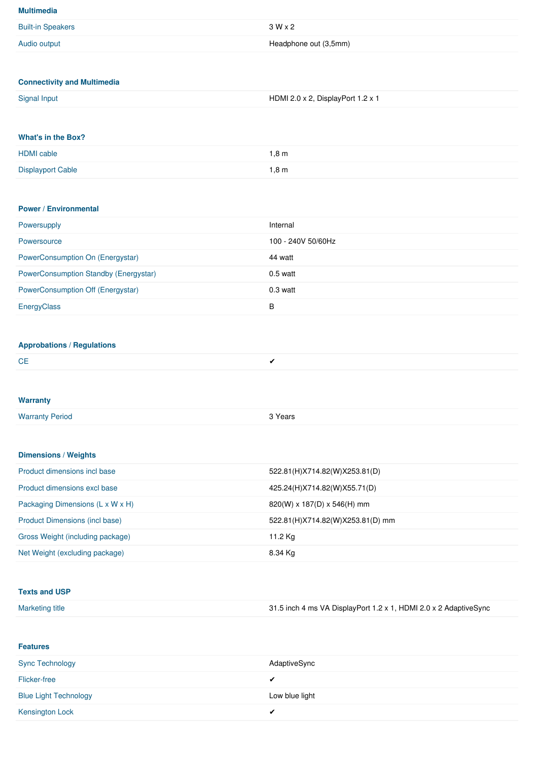### Multimedia

| | |
|---|---|
| Built-in Speakers | 3 W x 2 |
| Audio output | Headphone out (3,5mm) |

### Connectivity and Multimedia

| | |
|---|---|
| Signal Input | HDMI 2.0 x 2, DisplayPort 1.2 x 1 |

### What's in the Box?

| | |
|---|---|
| HDMI cable | 1,8 m |
| Displayport Cable | 1,8 m |

### Power / Environmental

| | |
|---|---|
| Powersupply | Internal |
| Powersource | 100 - 240V 50/60Hz |
| PowerConsumption On (Energystar) | 44 watt |
| PowerConsumption Standby (Energystar) | 0.5 watt |
| PowerConsumption Off (Energystar) | 0.3 watt |
| EnergyClass | B |

### Approbations / Regulations

| | |
|---|---|
| CE | ✔ |

### Warranty

| | |
|---|---|
| Warranty Period | 3 Years |

### Dimensions / Weights

| | |
|---|---|
| Product dimensions incl base | 522.81(H)X714.82(W)X253.81(D) |
| Product dimensions excl base | 425.24(H)X714.82(W)X55.71(D) |
| Packaging Dimensions (L x W x H) | 820(W) x 187(D) x 546(H) mm |
| Product Dimensions (incl base) | 522.81(H)X714.82(W)X253.81(D) mm |
| Gross Weight (including package) | 11.2 Kg |
| Net Weight (excluding package) | 8.34 Kg |

### Texts and USP

| | |
|---|---|
| Marketing title | 31.5 inch 4 ms VA DisplayPort 1.2 x 1, HDMI 2.0 x 2 AdaptiveSync |

### Features

| | |
|---|---|
| Sync Technology | AdaptiveSync |
| Flicker-free | ✔ |
| Blue Light Technology | Low blue light |
| Kensington Lock | ✔ |